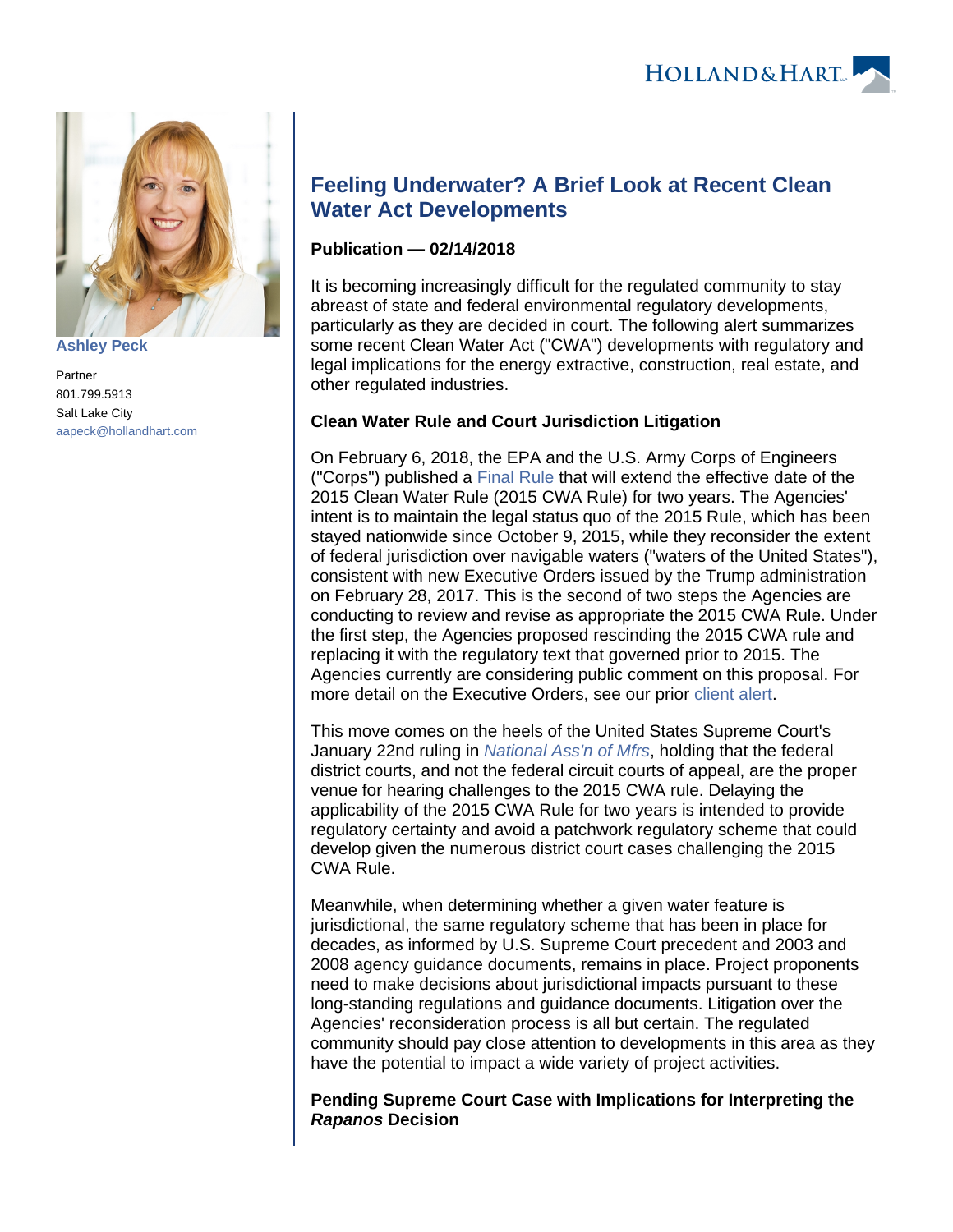Ashley Peck

Partner
801.799.5913
Salt Lake City
aapeck@hollandhart.com

# Feeling Underwater? A Brief Look at Recent Clean Water Act Developments

**Publication — 02/14/2018**

It is becoming increasingly difficult for the regulated community to stay abreast of state and federal environmental regulatory developments, particularly as they are decided in court. The following alert summarizes some recent Clean Water Act ("CWA") developments with regulatory and legal implications for the energy extractive, construction, real estate, and other regulated industries.

**Clean Water Rule and Court Jurisdiction Litigation**

On February 6, 2018, the EPA and the U.S. Army Corps of Engineers ("Corps") published a Final Rule that will extend the effective date of the 2015 Clean Water Rule (2015 CWA Rule) for two years. The Agencies' intent is to maintain the legal status quo of the 2015 Rule, which has been stayed nationwide since October 9, 2015, while they reconsider the extent of federal jurisdiction over navigable waters ("waters of the United States"), consistent with new Executive Orders issued by the Trump administration on February 28, 2017. This is the second of two steps the Agencies are conducting to review and revise as appropriate the 2015 CWA Rule. Under the first step, the Agencies proposed rescinding the 2015 CWA rule and replacing it with the regulatory text that governed prior to 2015. The Agencies currently are considering public comment on this proposal. For more detail on the Executive Orders, see our prior client alert.

This move comes on the heels of the United States Supreme Court's January 22nd ruling in *National Ass'n of Mfrs*, holding that the federal district courts, and not the federal circuit courts of appeal, are the proper venue for hearing challenges to the 2015 CWA rule. Delaying the applicability of the 2015 CWA Rule for two years is intended to provide regulatory certainty and avoid a patchwork regulatory scheme that could develop given the numerous district court cases challenging the 2015 CWA Rule.

Meanwhile, when determining whether a given water feature is jurisdictional, the same regulatory scheme that has been in place for decades, as informed by U.S. Supreme Court precedent and 2003 and 2008 agency guidance documents, remains in place. Project proponents need to make decisions about jurisdictional impacts pursuant to these long-standing regulations and guidance documents. Litigation over the Agencies' reconsideration process is all but certain. The regulated community should pay close attention to developments in this area as they have the potential to impact a wide variety of project activities.

**Pending Supreme Court Case with Implications for Interpreting the *Rapanos* Decision**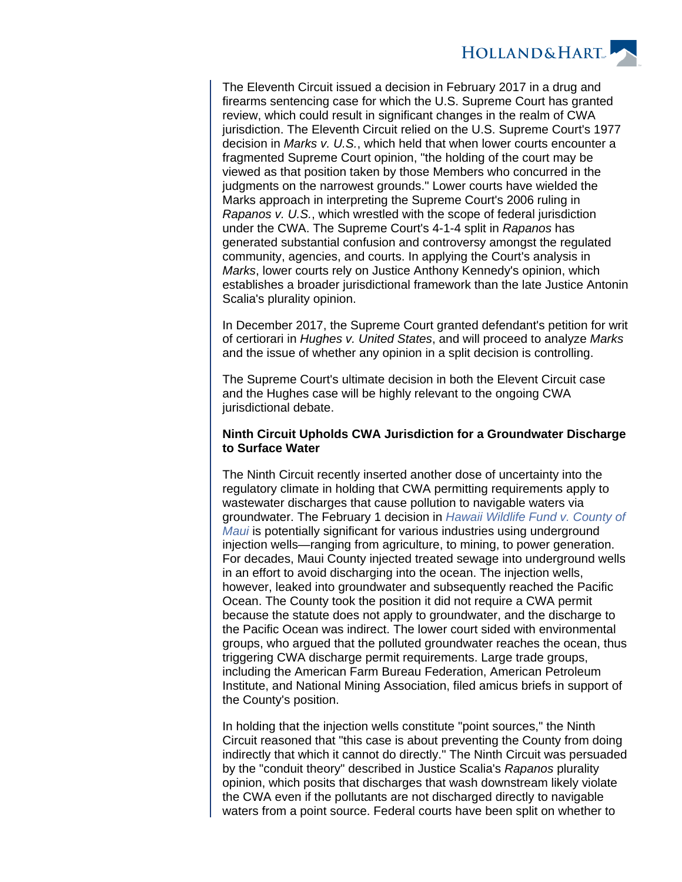The Eleventh Circuit issued a decision in February 2017 in a drug and firearms sentencing case for which the U.S. Supreme Court has granted review, which could result in significant changes in the realm of CWA jurisdiction. The Eleventh Circuit relied on the U.S. Supreme Court's 1977 decision in *Marks v. U.S.*, which held that when lower courts encounter a fragmented Supreme Court opinion, "the holding of the court may be viewed as that position taken by those Members who concurred in the judgments on the narrowest grounds." Lower courts have wielded the Marks approach in interpreting the Supreme Court's 2006 ruling in *Rapanos v. U.S.*, which wrestled with the scope of federal jurisdiction under the CWA. The Supreme Court's 4-1-4 split in *Rapanos* has generated substantial confusion and controversy amongst the regulated community, agencies, and courts. In applying the Court's analysis in *Marks*, lower courts rely on Justice Anthony Kennedy's opinion, which establishes a broader jurisdictional framework than the late Justice Antonin Scalia's plurality opinion.

In December 2017, the Supreme Court granted defendant's petition for writ of certiorari in *Hughes v. United States*, and will proceed to analyze *Marks* and the issue of whether any opinion in a split decision is controlling.

The Supreme Court's ultimate decision in both the Elevent Circuit case and the Hughes case will be highly relevant to the ongoing CWA jurisdictional debate.

**Ninth Circuit Upholds CWA Jurisdiction for a Groundwater Discharge to Surface Water**

The Ninth Circuit recently inserted another dose of uncertainty into the regulatory climate in holding that CWA permitting requirements apply to wastewater discharges that cause pollution to navigable waters via groundwater. The February 1 decision in *Hawaii Wildlife Fund v. County of Maui* is potentially significant for various industries using underground injection wells—ranging from agriculture, to mining, to power generation. For decades, Maui County injected treated sewage into underground wells in an effort to avoid discharging into the ocean. The injection wells, however, leaked into groundwater and subsequently reached the Pacific Ocean. The County took the position it did not require a CWA permit because the statute does not apply to groundwater, and the discharge to the Pacific Ocean was indirect. The lower court sided with environmental groups, who argued that the polluted groundwater reaches the ocean, thus triggering CWA discharge permit requirements. Large trade groups, including the American Farm Bureau Federation, American Petroleum Institute, and National Mining Association, filed amicus briefs in support of the County's position.

In holding that the injection wells constitute "point sources," the Ninth Circuit reasoned that "this case is about preventing the County from doing indirectly that which it cannot do directly." The Ninth Circuit was persuaded by the "conduit theory" described in Justice Scalia's *Rapanos* plurality opinion, which posits that discharges that wash downstream likely violate the CWA even if the pollutants are not discharged directly to navigable waters from a point source. Federal courts have been split on whether to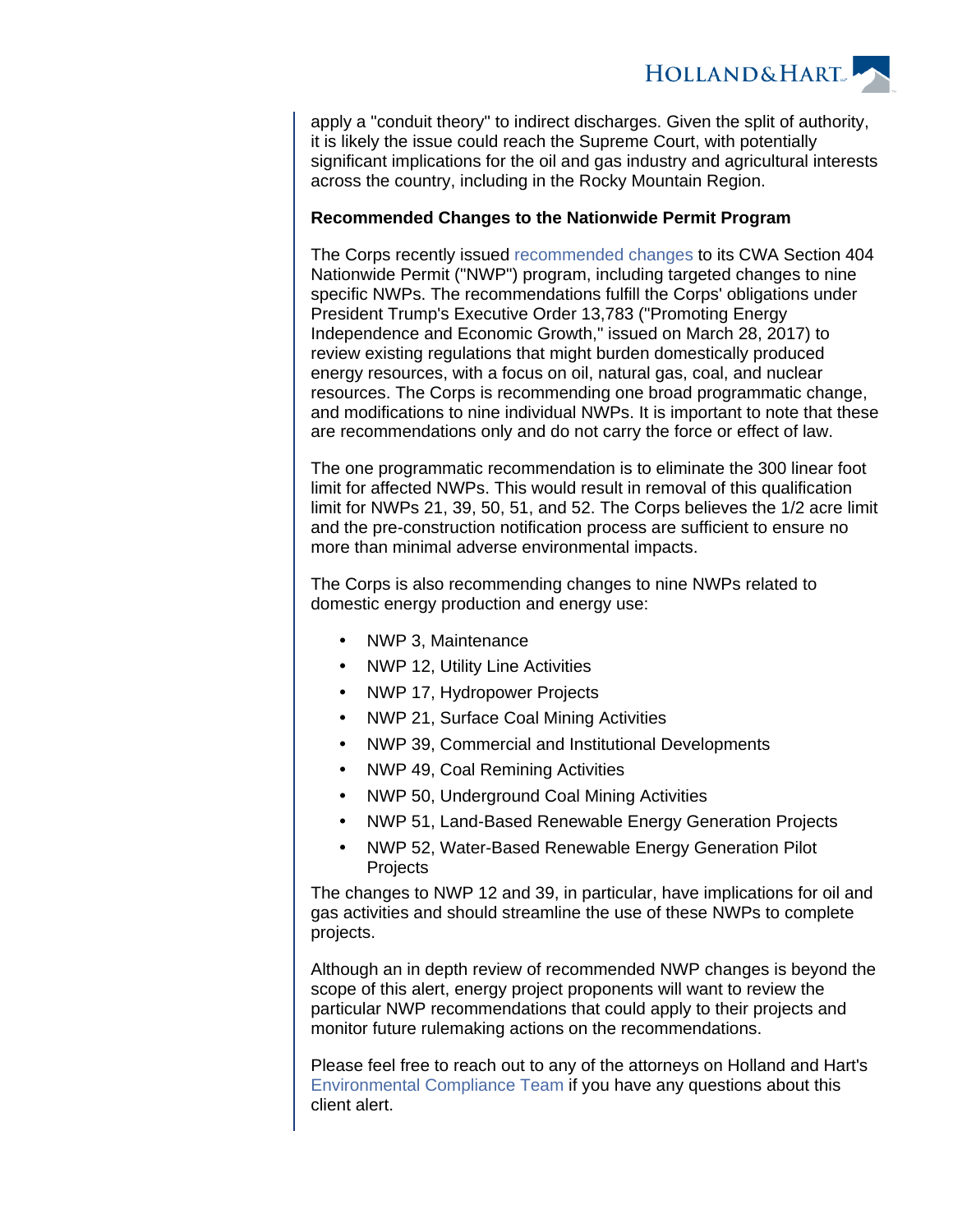apply a "conduit theory" to indirect discharges. Given the split of authority, it is likely the issue could reach the Supreme Court, with potentially significant implications for the oil and gas industry and agricultural interests across the country, including in the Rocky Mountain Region.

**Recommended Changes to the Nationwide Permit Program**

The Corps recently issued recommended changes to its CWA Section 404 Nationwide Permit ("NWP") program, including targeted changes to nine specific NWPs. The recommendations fulfill the Corps' obligations under President Trump's Executive Order 13,783 ("Promoting Energy Independence and Economic Growth," issued on March 28, 2017) to review existing regulations that might burden domestically produced energy resources, with a focus on oil, natural gas, coal, and nuclear resources. The Corps is recommending one broad programmatic change, and modifications to nine individual NWPs. It is important to note that these are recommendations only and do not carry the force or effect of law.

The one programmatic recommendation is to eliminate the 300 linear foot limit for affected NWPs. This would result in removal of this qualification limit for NWPs 21, 39, 50, 51, and 52. The Corps believes the 1/2 acre limit and the pre-construction notification process are sufficient to ensure no more than minimal adverse environmental impacts.

The Corps is also recommending changes to nine NWPs related to domestic energy production and energy use:

- NWP 3, Maintenance
- NWP 12, Utility Line Activities
- NWP 17, Hydropower Projects
- NWP 21, Surface Coal Mining Activities
- NWP 39, Commercial and Institutional Developments
- NWP 49, Coal Remining Activities
- NWP 50, Underground Coal Mining Activities
- NWP 51, Land-Based Renewable Energy Generation Projects
- NWP 52, Water-Based Renewable Energy Generation Pilot Projects

The changes to NWP 12 and 39, in particular, have implications for oil and gas activities and should streamline the use of these NWPs to complete projects.

Although an in depth review of recommended NWP changes is beyond the scope of this alert, energy project proponents will want to review the particular NWP recommendations that could apply to their projects and monitor future rulemaking actions on the recommendations.

Please feel free to reach out to any of the attorneys on Holland and Hart's Environmental Compliance Team if you have any questions about this client alert.